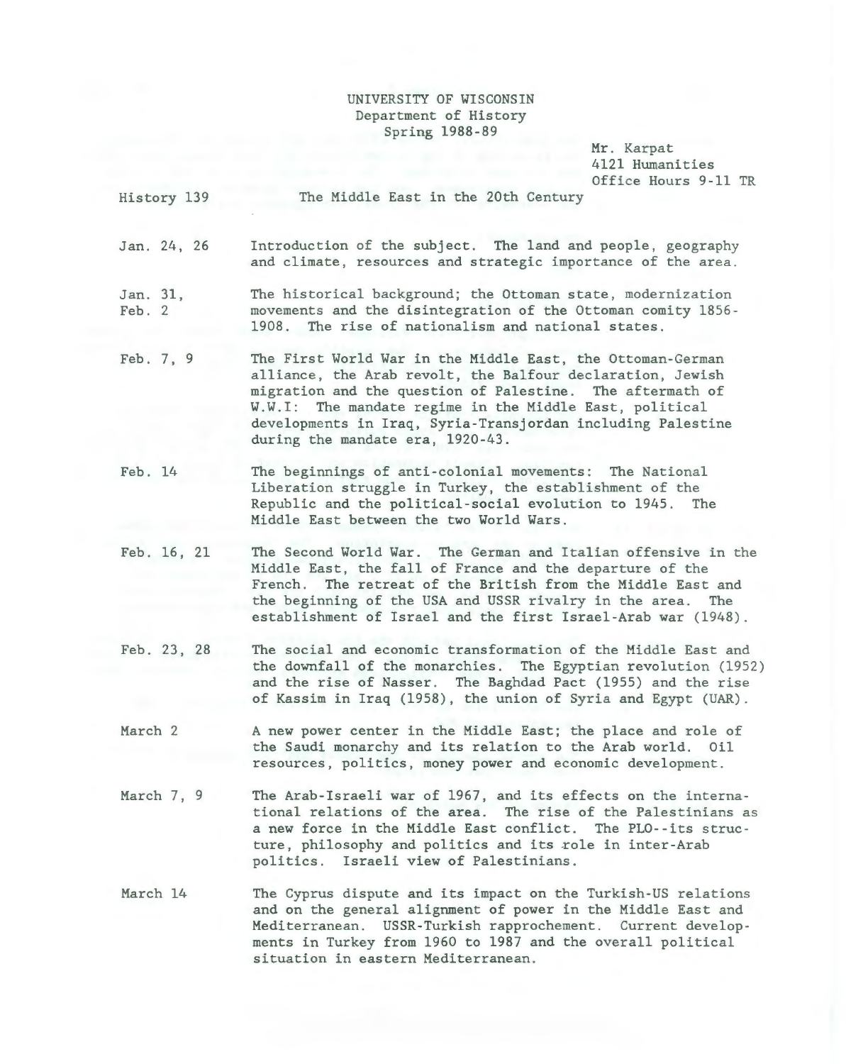UNIVERSITY OF WISCONSIN
Department of History
Spring 1988-89

Mr. Karpat
4121 Humanities
Office Hours 9-11 TR

History 139 — The Middle East in the 20th Century

| | |
|---|---|
| Jan. 24, 26 | Introduction of the subject. The land and people, geography and climate, resources and strategic importance of the area. |
| Jan. 31, Feb. 2 | The historical background; the Ottoman state, modernization movements and the disintegration of the Ottoman comity 1856-1908. The rise of nationalism and national states. |
| Feb. 7, 9 | The First World War in the Middle East, the Ottoman-German alliance, the Arab revolt, the Balfour declaration, Jewish migration and the question of Palestine. The aftermath of W.W.I: The mandate regime in the Middle East, political developments in Iraq, Syria-Transjordan including Palestine during the mandate era, 1920-43. |
| Feb. 14 | The beginnings of anti-colonial movements: The National Liberation struggle in Turkey, the establishment of the Republic and the political-social evolution to 1945. The Middle East between the two World Wars. |
| Feb. 16, 21 | The Second World War. The German and Italian offensive in the Middle East, the fall of France and the departure of the French. The retreat of the British from the Middle East and the beginning of the USA and USSR rivalry in the area. The establishment of Israel and the first Israel-Arab war (1948). |
| Feb. 23, 28 | The social and economic transformation of the Middle East and the downfall of the monarchies. The Egyptian revolution (1952) and the rise of Nasser. The Baghdad Pact (1955) and the rise of Kassim in Iraq (1958), the union of Syria and Egypt (UAR). |
| March 2 | A new power center in the Middle East; the place and role of the Saudi monarchy and its relation to the Arab world. Oil resources, politics, money power and economic development. |
| March 7, 9 | The Arab-Israeli war of 1967, and its effects on the international relations of the area. The rise of the Palestinians as a new force in the Middle East conflict. The PLO--its structure, philosophy and politics and its role in inter-Arab politics. Israeli view of Palestinians. |
| March 14 | The Cyprus dispute and its impact on the Turkish-US relations and on the general alignment of power in the Middle East and Mediterranean. USSR-Turkish rapprochement. Current developments in Turkey from 1960 to 1987 and the overall political situation in eastern Mediterranean. |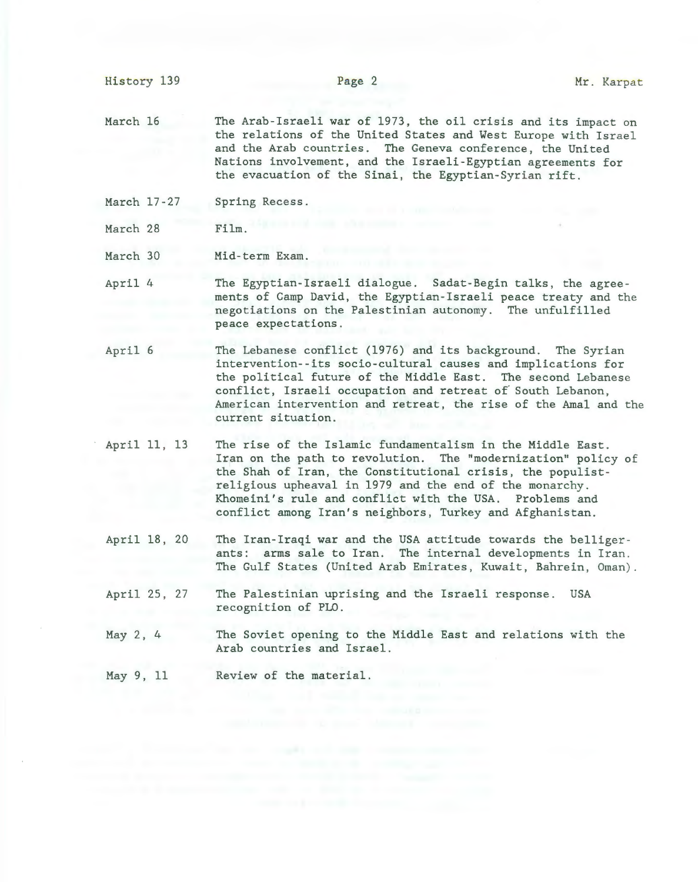| | |
|---|---|
| March 16 | The Arab-Israeli war of 1973, the oil crisis and its impact on the relations of the United States and West Europe with Israel and the Arab countries. The Geneva conference, the United Nations involvement, and the Israeli-Egyptian agreements for the evacuation of the Sinai, the Egyptian-Syrian rift. |
| March 17-27 | Spring Recess. |
| March 28 | Film. |
| March 30 | Mid-term Exam. |
| April 4 | The Egyptian-Israeli dialogue. Sadat-Begin talks, the agreements of Camp David, the Egyptian-Israeli peace treaty and the negotiations on the Palestinian autonomy. The unfulfilled peace expectations. |
| April 6 | The Lebanese conflict (1976) and its background. The Syrian intervention--its socio-cultural causes and implications for the political future of the Middle East. The second Lebanese conflict, Israeli occupation and retreat of South Lebanon, American intervention and retreat, the rise of the Amal and the current situation. |
| April 11, 13 | The rise of the Islamic fundamentalism in the Middle East. Iran on the path to revolution. The "modernization" policy of the Shah of Iran, the Constitutional crisis, the populist-religious upheaval in 1979 and the end of the monarchy. Khomeini's rule and conflict with the USA. Problems and conflict among Iran's neighbors, Turkey and Afghanistan. |
| April 18, 20 | The Iran-Iraqi war and the USA attitude towards the belligerants: arms sale to Iran. The internal developments in Iran. The Gulf States (United Arab Emirates, Kuwait, Bahrein, Oman). |
| April 25, 27 | The Palestinian uprising and the Israeli response. USA recognition of PLO. |
| May 2, 4 | The Soviet opening to the Middle East and relations with the Arab countries and Israel. |
| May 9, 11 | Review of the material. |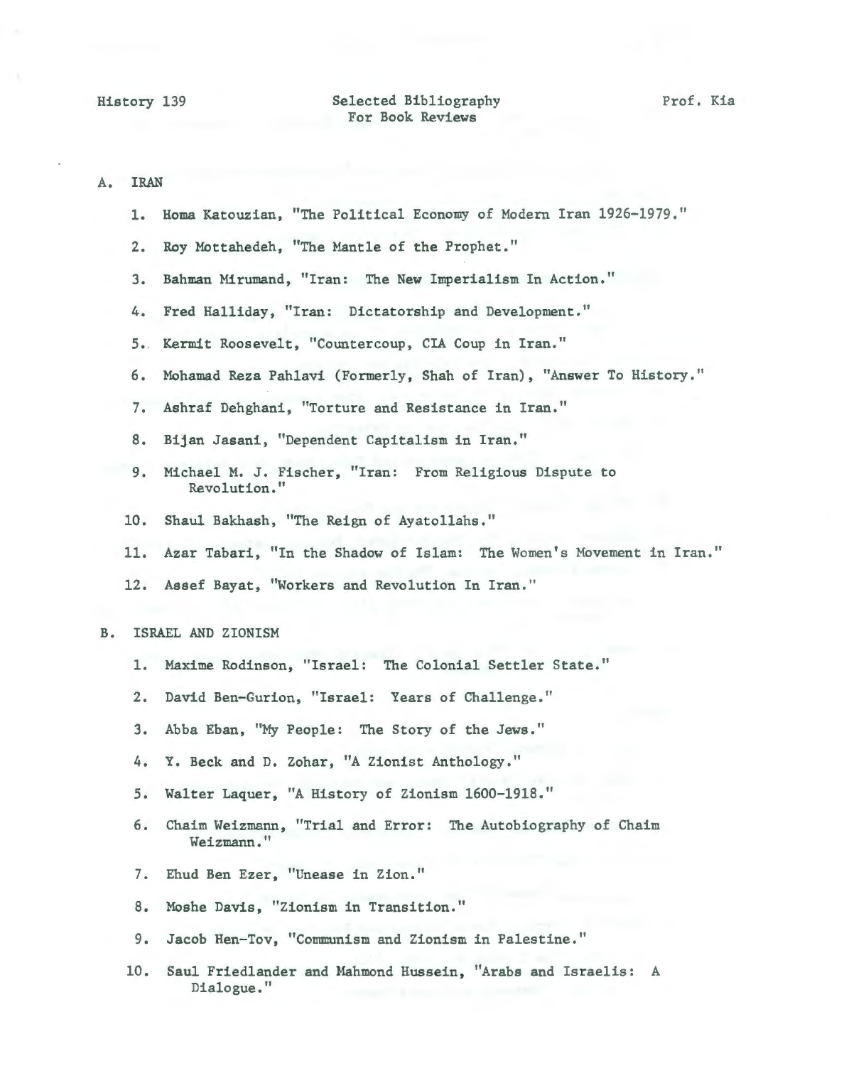History 139 — Selected Bibliography For Book Reviews — Prof. Kia

## A. IRAN

1. Homa Katouzian, "The Political Economy of Modern Iran 1926-1979."
2. Roy Mottahedeh, "The Mantle of the Prophet."
3. Bahman Mirumand, "Iran: The New Imperialism In Action."
4. Fred Halliday, "Iran: Dictatorship and Development."
5. Kermit Roosevelt, "Countercoup, CIA Coup in Iran."
6. Mohamad Reza Pahlavi (Formerly, Shah of Iran), "Answer To History."
7. Ashraf Dehghani, "Torture and Resistance in Iran."
8. Bijan Jasani, "Dependent Capitalism in Iran."
9. Michael M. J. Fischer, "Iran: From Religious Dispute to Revolution."
10. Shaul Bakhash, "The Reign of Ayatollahs."
11. Azar Tabari, "In the Shadow of Islam: The Women's Movement in Iran."
12. Assef Bayat, "Workers and Revolution In Iran."

## B. ISRAEL AND ZIONISM

1. Maxime Rodinson, "Israel: The Colonial Settler State."
2. David Ben-Gurion, "Israel: Years of Challenge."
3. Abba Eban, "My People: The Story of the Jews."
4. Y. Beck and D. Zohar, "A Zionist Anthology."
5. Walter Laquer, "A History of Zionism 1600-1918."
6. Chaim Weizmann, "Trial and Error: The Autobiography of Chaim Weizmann."
7. Ehud Ben Ezer, "Unease in Zion."
8. Moshe Davis, "Zionism in Transition."
9. Jacob Hen-Tov, "Communism and Zionism in Palestine."
10. Saul Friedlander and Mahmond Hussein, "Arabs and Israelis: A Dialogue."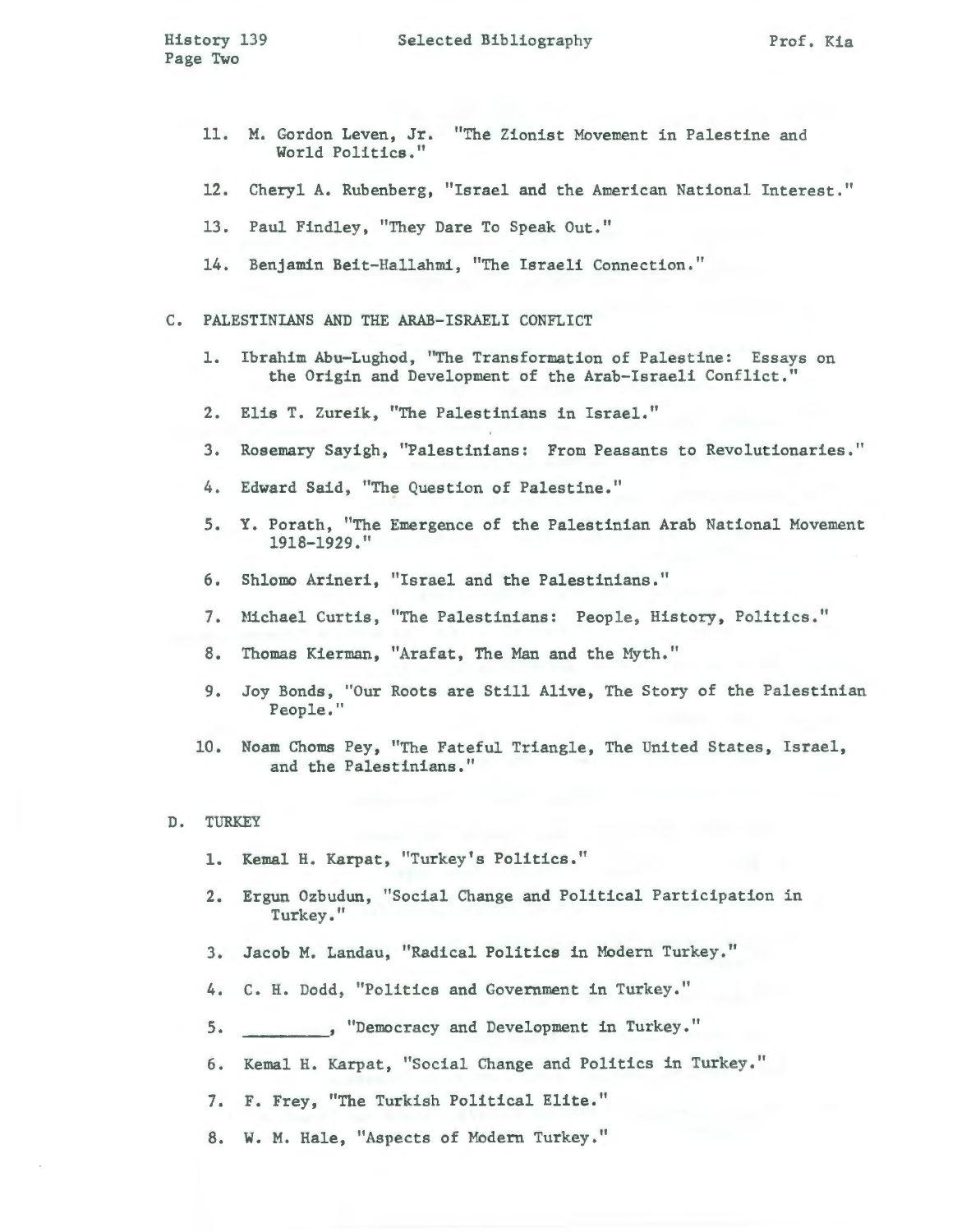11. M. Gordon Leven, Jr. "The Zionist Movement in Palestine and World Politics."

12. Cheryl A. Rubenberg, "Israel and the American National Interest."

13. Paul Findley, "They Dare To Speak Out."

14. Benjamin Beit-Hallahmi, "The Israeli Connection."

C. PALESTINIANS AND THE ARAB-ISRAELI CONFLICT

1. Ibrahim Abu-Lughod, "The Transformation of Palestine: Essays on the Origin and Development of the Arab-Israeli Conflict."

2. Elis T. Zureik, "The Palestinians in Israel."

3. Rosemary Sayigh, "Palestinians: From Peasants to Revolutionaries."

4. Edward Said, "The Question of Palestine."

5. Y. Porath, "The Emergence of the Palestinian Arab National Movement 1918-1929."

6. Shlomo Arineri, "Israel and the Palestinians."

7. Michael Curtis, "The Palestinians: People, History, Politics."

8. Thomas Kierman, "Arafat, The Man and the Myth."

9. Joy Bonds, "Our Roots are Still Alive, The Story of the Palestinian People."

10. Noam Choms Pey, "The Fateful Triangle, The United States, Israel, and the Palestinians."

D. TURKEY

1. Kemal H. Karpat, "Turkey's Politics."

2. Ergun Ozbudun, "Social Change and Political Participation in Turkey."

3. Jacob M. Landau, "Radical Politics in Modern Turkey."

4. C. H. Dodd, "Politics and Government in Turkey."

5. ________, "Democracy and Development in Turkey."

6. Kemal H. Karpat, "Social Change and Politics in Turkey."

7. F. Frey, "The Turkish Political Elite."

8. W. M. Hale, "Aspects of Modern Turkey."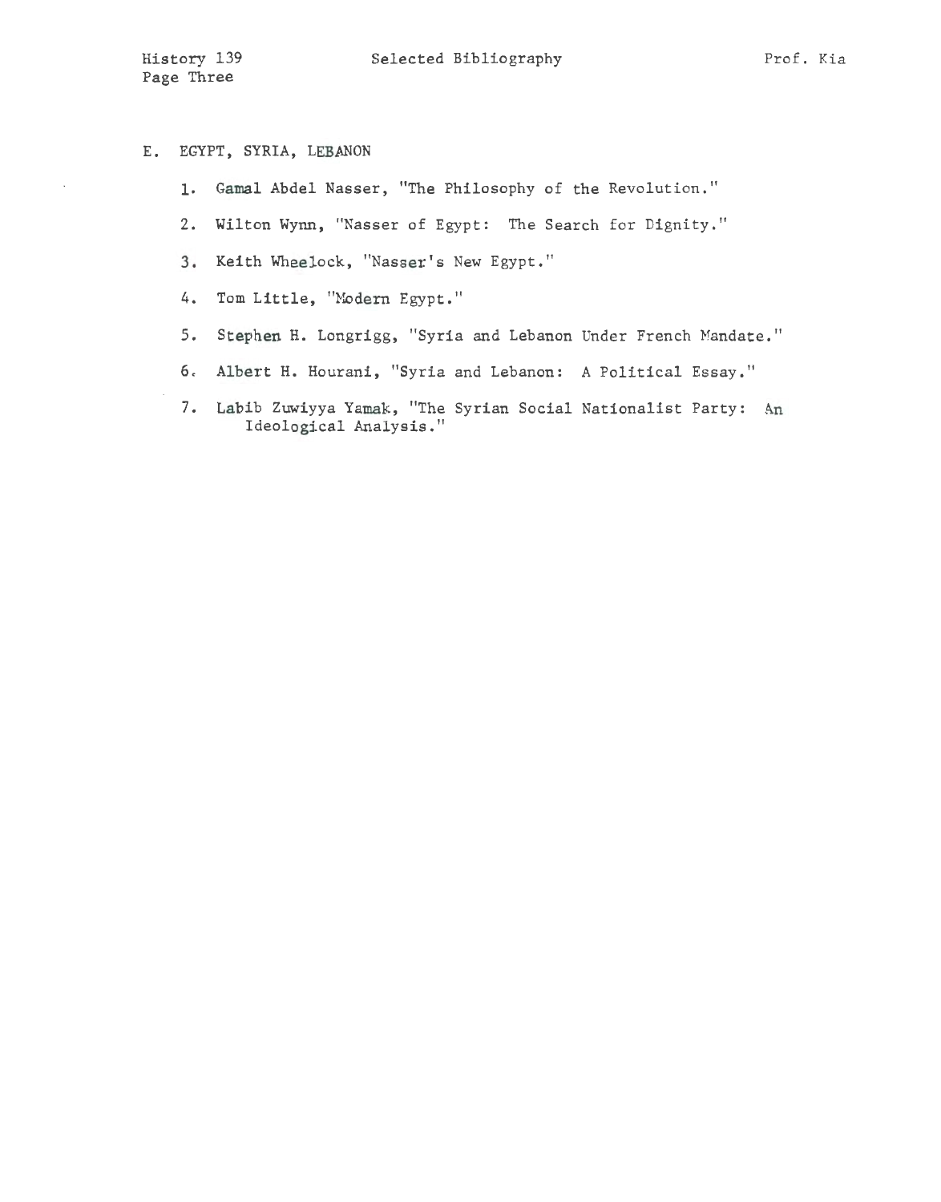E. EGYPT, SYRIA, LEBANON

1. Gamal Abdel Nasser, "The Philosophy of the Revolution."
2. Wilton Wynn, "Nasser of Egypt: The Search for Dignity."
3. Keith Wheelock, "Nasser's New Egypt."
4. Tom Little, "Modern Egypt."
5. Stephen H. Longrigg, "Syria and Lebanon Under French Mandate."
6. Albert H. Hourani, "Syria and Lebanon: A Political Essay."
7. Labib Zuwiyya Yamak, "The Syrian Social Nationalist Party: An Ideological Analysis."